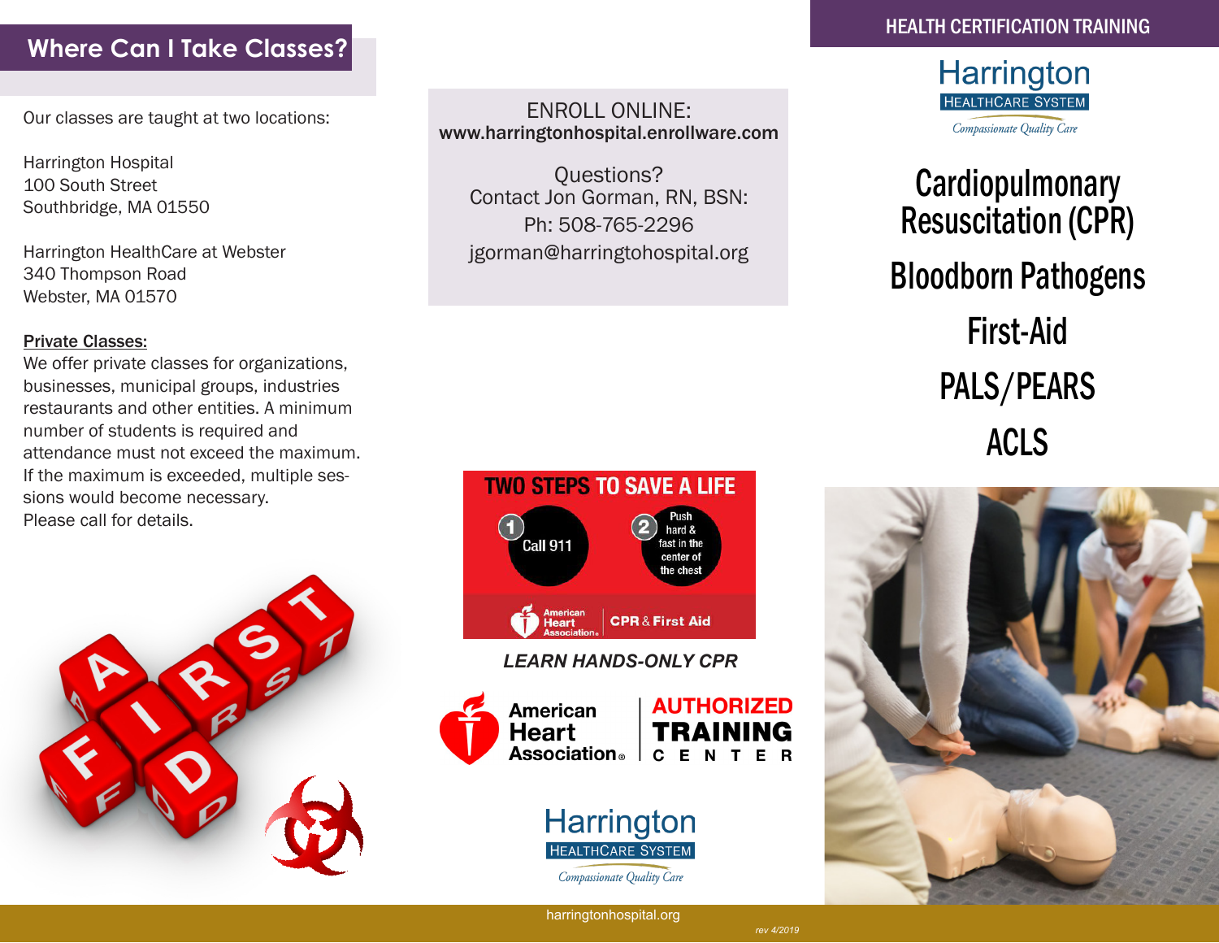## Where Can I Take Classes?

Our classes are taught at two locations:

Harrington Hospital
100 South Street
Southbridge, MA 01550

Harrington HealthCare at Webster
340 Thompson Road
Webster, MA 01570

**Private Classes:**
We offer private classes for organizations, businesses, municipal groups, industries restaurants and other entities. A minimum number of students is required and attendance must not exceed the maximum. If the maximum is exceeded, multiple sessions would become necessary.
Please call for details.

ENROLL ONLINE:
**www.harringtonhospital.enrollware.com**

Questions?
Contact Jon Gorman, RN, BSN:
Ph: 508-765-2296
jgorman@harringtohospital.org

TWO STEPS TO SAVE A LIFE

1. Call 911
2. Push hard & fast in the center of the chest

American Heart Association. CPR & First Aid

***LEARN HANDS-ONLY CPR***

American Heart Association. AUTHORIZED TRAINING CENTER

Harrington HEALTHCARE SYSTEM
*Compassionate Quality Care*

harringtonhospital.org

*rev 4/2019*

HEALTH CERTIFICATION TRAINING

Harrington HEALTHCARE SYSTEM
*Compassionate Quality Care*

# Cardiopulmonary Resuscitation (CPR)

# Bloodborn Pathogens

# First-Aid

# PALS/PEARS

# ACLS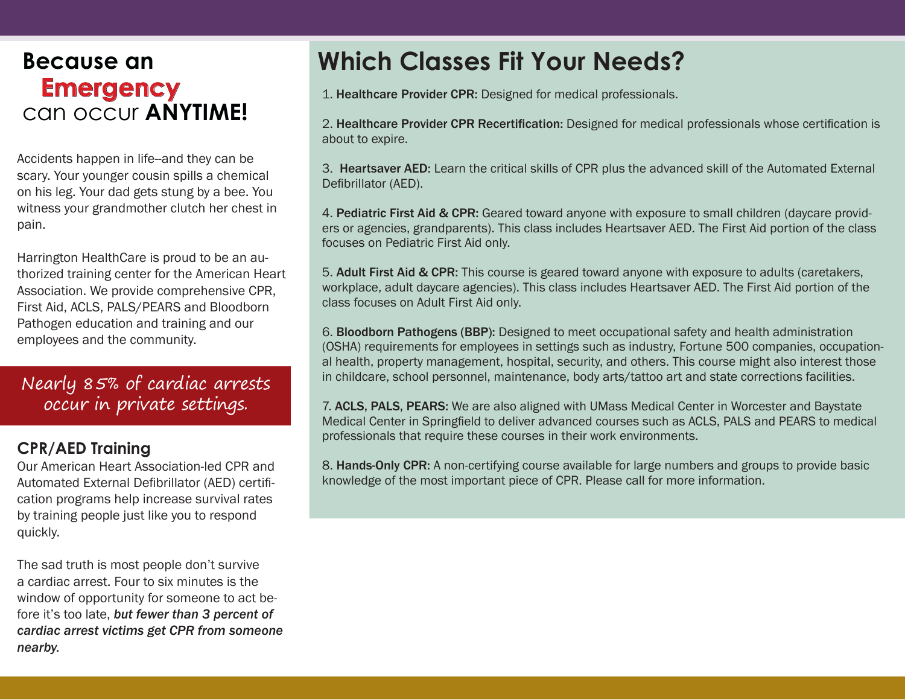# Because an Emergency can occur **ANYTIME!**

Accidents happen in life--and they can be scary. Your younger cousin spills a chemical on his leg. Your dad gets stung by a bee. You witness your grandmother clutch her chest in pain.

Harrington HealthCare is proud to be an authorized training center for the American Heart Association. We provide comprehensive CPR, First Aid, ACLS, PALS/PEARS and Bloodborn Pathogen education and training and our employees and the community.

*Nearly 85% of cardiac arrests occur in private settings.*

## CPR/AED Training

Our American Heart Association-led CPR and Automated External Defibrillator (AED) certification programs help increase survival rates by training people just like you to respond quickly.

The sad truth is most people don't survive a cardiac arrest. Four to six minutes is the window of opportunity for someone to act before it's too late, ***but fewer than 3 percent of cardiac arrest victims get CPR from someone nearby.***

# Which Classes Fit Your Needs?

1. **Healthcare Provider CPR:** Designed for medical professionals.

2. **Healthcare Provider CPR Recertification:** Designed for medical professionals whose certification is about to expire.

3. **Heartsaver AED:** Learn the critical skills of CPR plus the advanced skill of the Automated External Defibrillator (AED).

4. **Pediatric First Aid & CPR:** Geared toward anyone with exposure to small children (daycare providers or agencies, grandparents). This class includes Heartsaver AED. The First Aid portion of the class focuses on Pediatric First Aid only.

5. **Adult First Aid & CPR:** This course is geared toward anyone with exposure to adults (caretakers, workplace, adult daycare agencies). This class includes Heartsaver AED. The First Aid portion of the class focuses on Adult First Aid only.

6. **Bloodborn Pathogens (BBP):** Designed to meet occupational safety and health administration (OSHA) requirements for employees in settings such as industry, Fortune 500 companies, occupational health, property management, hospital, security, and others. This course might also interest those in childcare, school personnel, maintenance, body arts/tattoo art and state corrections facilities.

7. **ACLS, PALS, PEARS:** We are also aligned with UMass Medical Center in Worcester and Baystate Medical Center in Springfield to deliver advanced courses such as ACLS, PALS and PEARS to medical professionals that require these courses in their work environments.

8. **Hands-Only CPR:** A non-certifying course available for large numbers and groups to provide basic knowledge of the most important piece of CPR. Please call for more information.